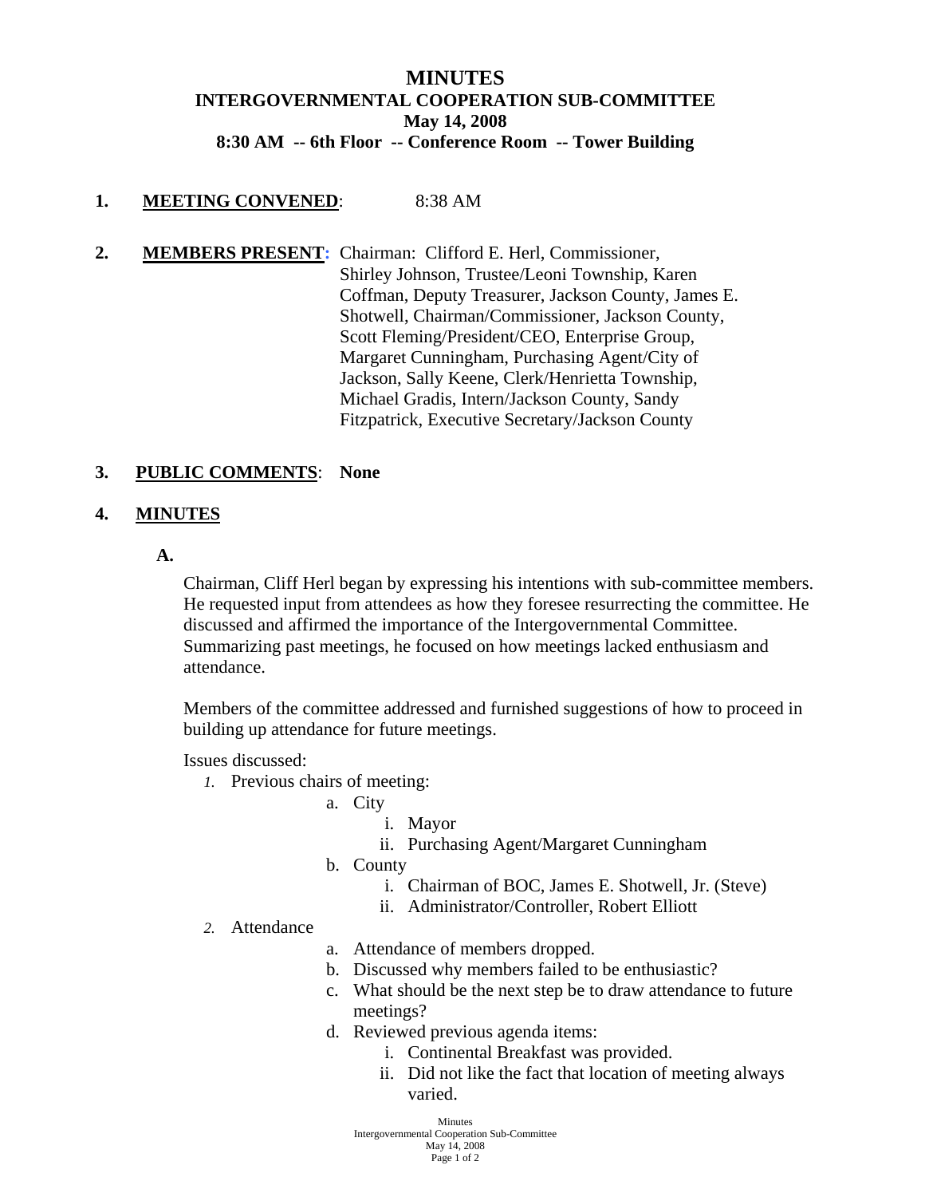# MINUTES
## INTERGOVERNMENTAL COOPERATION SUB-COMMITTEE
## May 14, 2008
## 8:30 AM -- 6th Floor -- Conference Room -- Tower Building

**1. MEETING CONVENED**: 8:38 AM

**2. MEMBERS PRESENT:** Chairman: Clifford E. Herl, Commissioner, Shirley Johnson, Trustee/Leoni Township, Karen Coffman, Deputy Treasurer, Jackson County, James E. Shotwell, Chairman/Commissioner, Jackson County, Scott Fleming/President/CEO, Enterprise Group, Margaret Cunningham, Purchasing Agent/City of Jackson, Sally Keene, Clerk/Henrietta Township, Michael Gradis, Intern/Jackson County, Sandy Fitzpatrick, Executive Secretary/Jackson County

**3. PUBLIC COMMENTS**: **None**

**4. MINUTES**

**A.**

Chairman, Cliff Herl began by expressing his intentions with sub-committee members. He requested input from attendees as how they foresee resurrecting the committee. He discussed and affirmed the importance of the Intergovernmental Committee. Summarizing past meetings, he focused on how meetings lacked enthusiasm and attendance.

Members of the committee addressed and furnished suggestions of how to proceed in building up attendance for future meetings.

Issues discussed:

1. Previous chairs of meeting:
   - a. City
     - i. Mayor
     - ii. Purchasing Agent/Margaret Cunningham
   - b. County
     - i. Chairman of BOC, James E. Shotwell, Jr. (Steve)
     - ii. Administrator/Controller, Robert Elliott
2. Attendance
   - a. Attendance of members dropped.
   - b. Discussed why members failed to be enthusiastic?
   - c. What should be the next step be to draw attendance to future meetings?
   - d. Reviewed previous agenda items:
     - i. Continental Breakfast was provided.
     - ii. Did not like the fact that location of meeting always varied.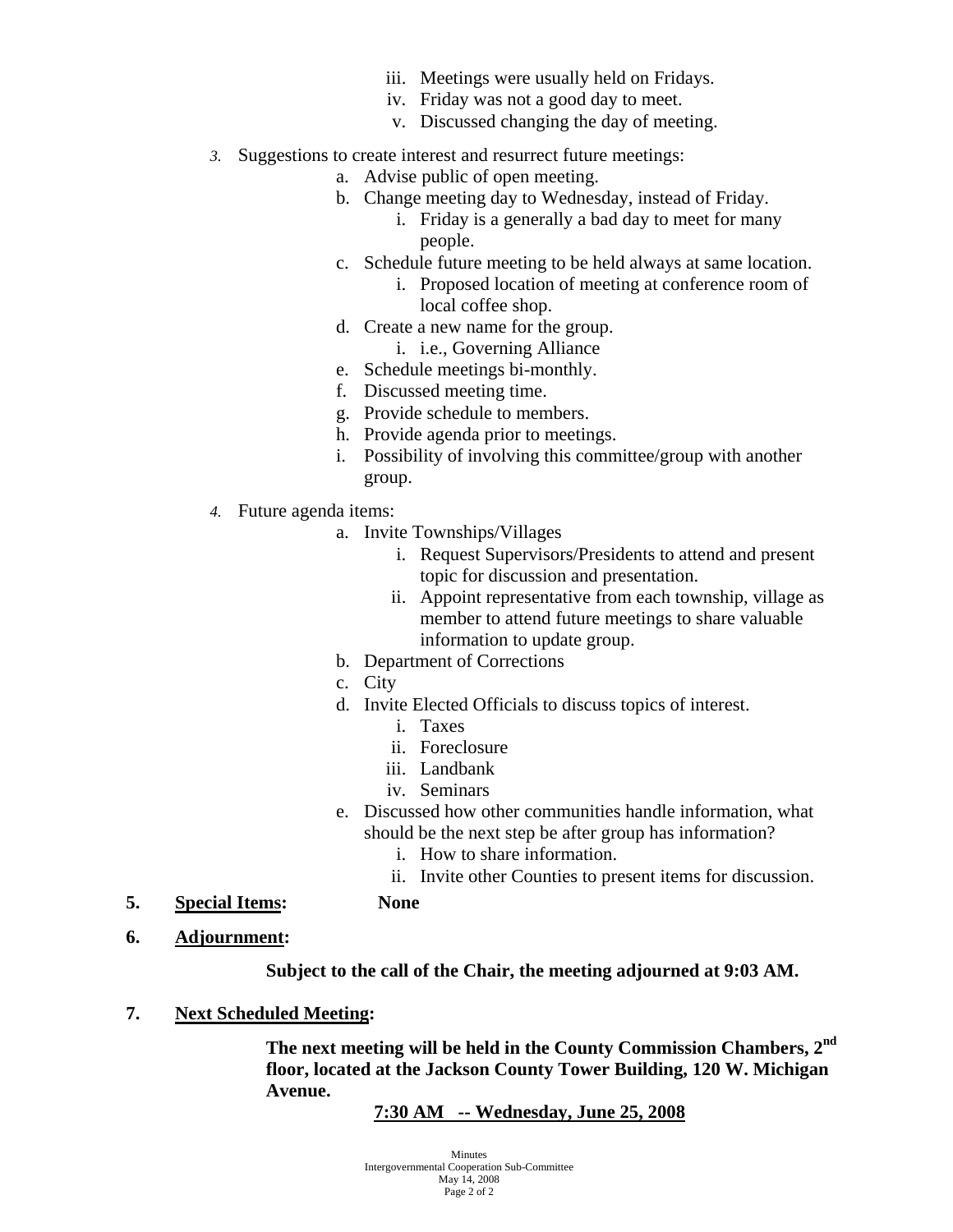iii. Meetings were usually held on Fridays.
   iv. Friday was not a good day to meet.
   v. Discussed changing the day of meeting.

*3.* Suggestions to create interest and resurrect future meetings:
   a. Advise public of open meeting.
   b. Change meeting day to Wednesday, instead of Friday.
      i. Friday is a generally a bad day to meet for many people.
   c. Schedule future meeting to be held always at same location.
      i. Proposed location of meeting at conference room of local coffee shop.
   d. Create a new name for the group.
      i. i.e., Governing Alliance
   e. Schedule meetings bi-monthly.
   f. Discussed meeting time.
   g. Provide schedule to members.
   h. Provide agenda prior to meetings.
   i. Possibility of involving this committee/group with another group.

*4.* Future agenda items:
   a. Invite Townships/Villages
      i. Request Supervisors/Presidents to attend and present topic for discussion and presentation.
      ii. Appoint representative from each township, village as member to attend future meetings to share valuable information to update group.
   b. Department of Corrections
   c. City
   d. Invite Elected Officials to discuss topics of interest.
      i. Taxes
      ii. Foreclosure
      iii. Landbank
      iv. Seminars
   e. Discussed how other communities handle information, what should be the next step be after group has information?
      i. How to share information.
      ii. Invite other Counties to present items for discussion.

**5. <u>Special Items</u>: None**

**6. <u>Adjournment</u>:**

**Subject to the call of the Chair, the meeting adjourned at 9:03 AM.**

**7. <u>Next Scheduled Meeting</u>:**

**The next meeting will be held in the County Commission Chambers, 2nd floor, located at the Jackson County Tower Building, 120 W. Michigan Avenue.**

**<u>7:30 AM -- Wednesday, June 25, 2008</u>**

Minutes
Intergovernmental Cooperation Sub-Committee
May 14, 2008